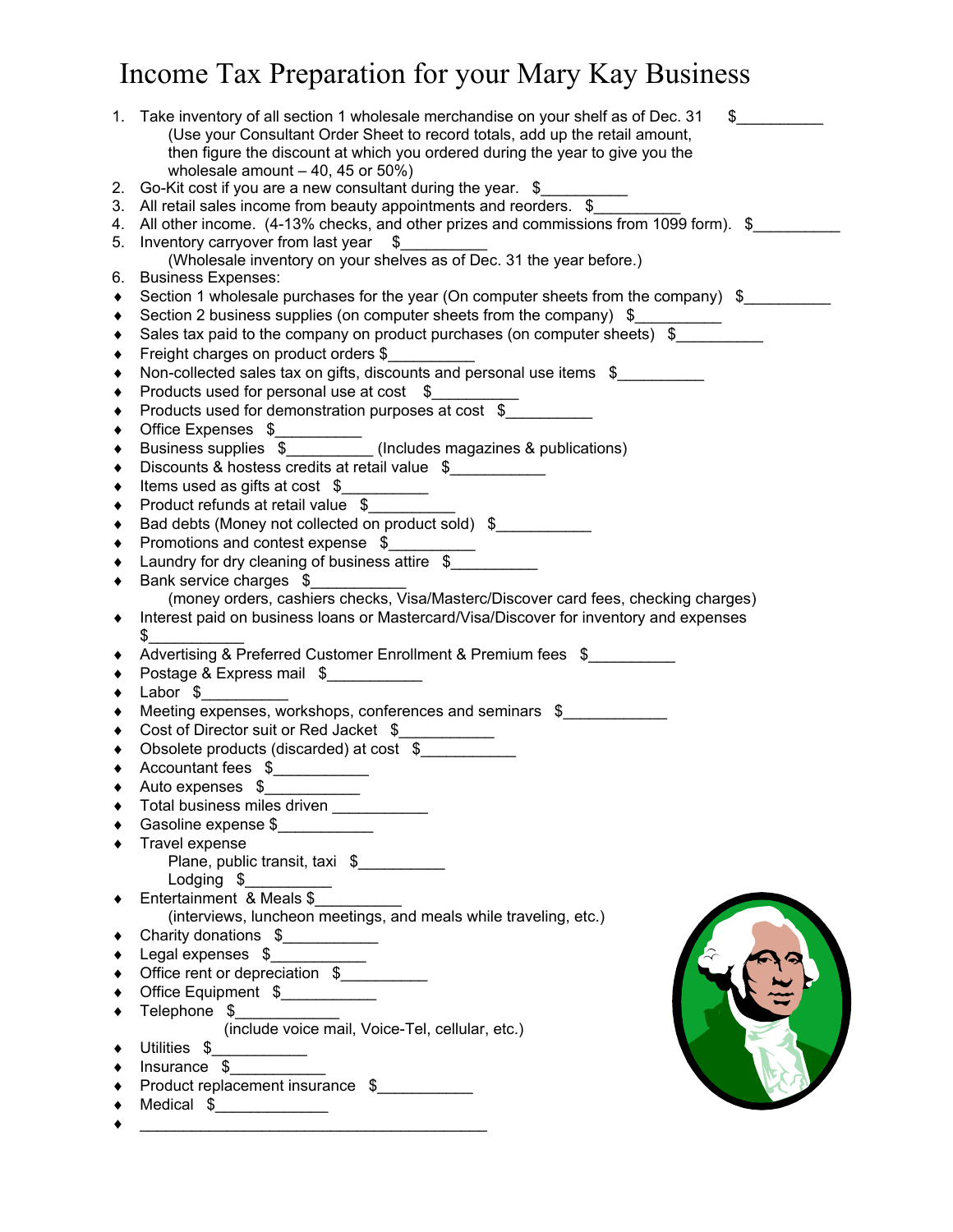# Income Tax Preparation for your Mary Kay Business

1. Take inventory of all section 1 wholesale merchandise on your shelf as of Dec. 31 $__________
   (Use your Consultant Order Sheet to record totals, add up the retail amount, then figure the discount at which you ordered during the year to give you the wholesale amount – 40, 45 or 50%)
2. Go-Kit cost if you are a new consultant during the year. $__________
3. All retail sales income from beauty appointments and reorders. $__________
4. All other income. (4-13% checks, and other prizes and commissions from 1099 form). $__________
5. Inventory carryover from last year $__________
   (Wholesale inventory on your shelves as of Dec. 31 the year before.)
6. Business Expenses:

- Section 1 wholesale purchases for the year (On computer sheets from the company) $__________
- Section 2 business supplies (on computer sheets from the company) $__________
- Sales tax paid to the company on product purchases (on computer sheets) $__________
- Freight charges on product orders $__________
- Non-collected sales tax on gifts, discounts and personal use items $__________
- Products used for personal use at cost $__________
- Products used for demonstration purposes at cost $__________
- Office Expenses $__________
- Business supplies $__________ (Includes magazines & publications)
- Discounts & hostess credits at retail value $___________
- Items used as gifts at cost $__________
- Product refunds at retail value $__________
- Bad debts (Money not collected on product sold) $___________
- Promotions and contest expense $__________
- Laundry for dry cleaning of business attire $__________
- Bank service charges $___________
  (money orders, cashiers checks, Visa/Masterc/Discover card fees, checking charges)
- Interest paid on business loans or Mastercard/Visa/Discover for inventory and expenses $___________
- Advertising & Preferred Customer Enrollment & Premium fees $__________
- Postage & Express mail $___________
- Labor $__________
- Meeting expenses, workshops, conferences and seminars $____________
- Cost of Director suit or Red Jacket $___________
- Obsolete products (discarded) at cost $___________
- Accountant fees $___________
- Auto expenses $___________
- Total business miles driven ___________
- Gasoline expense $___________
- Travel expense
  - Plane, public transit, taxi $__________
  - Lodging $__________
- Entertainment & Meals $__________
  (interviews, luncheon meetings, and meals while traveling, etc.)
- Charity donations $___________
- Legal expenses $___________
- Office rent or depreciation $__________
- Office Equipment $___________
- Telephone $____________
  (include voice mail, Voice-Tel, cellular, etc.)
- Utilities $___________
- Insurance $___________
- Product replacement insurance $___________
- Medical $_____________
- ________________________________________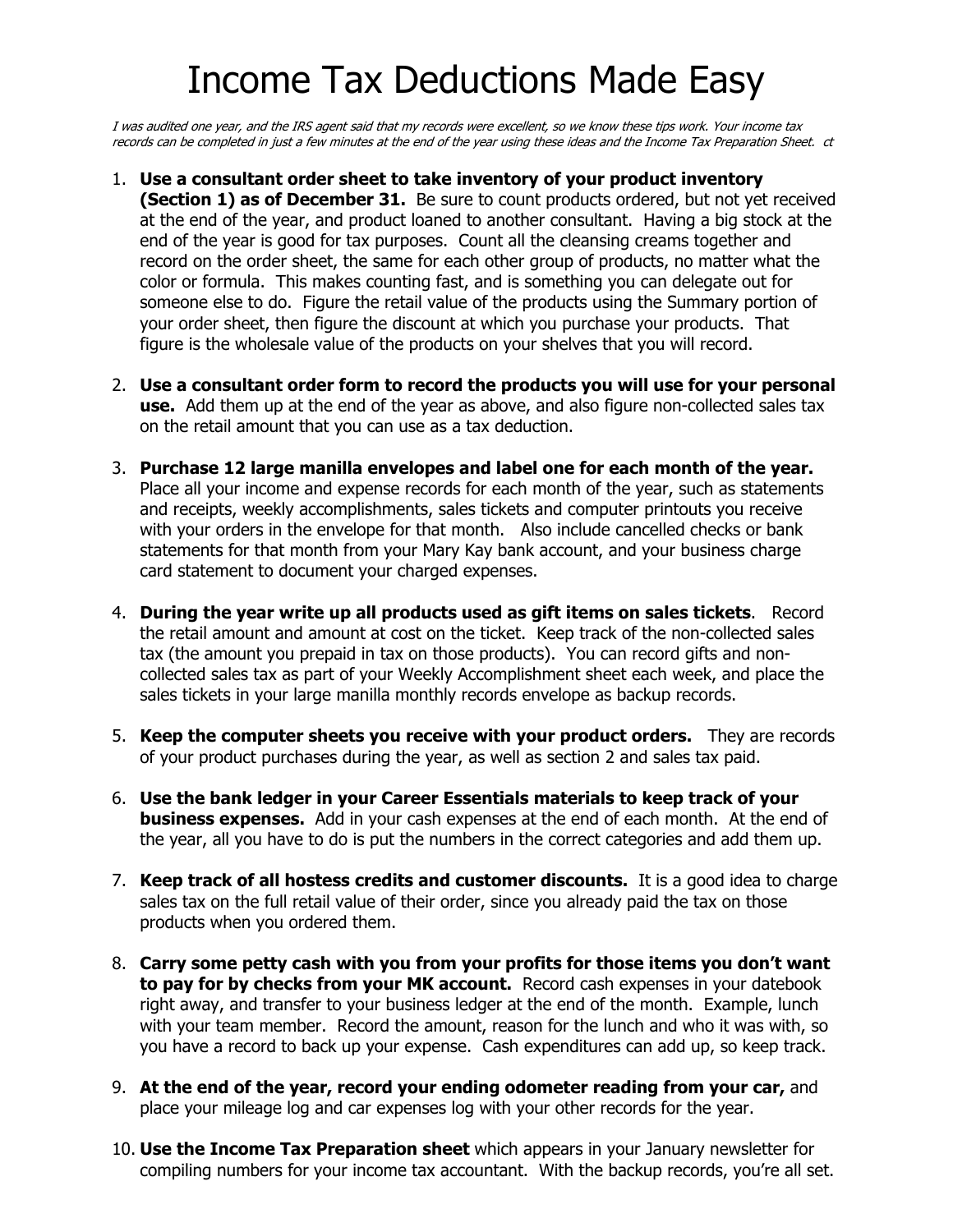# Income Tax Deductions Made Easy

*I was audited one year, and the IRS agent said that my records were excellent, so we know these tips work. Your income tax records can be completed in just a few minutes at the end of the year using these ideas and the Income Tax Preparation Sheet. ct*

1. **Use a consultant order sheet to take inventory of your product inventory (Section 1) as of December 31.** Be sure to count products ordered, but not yet received at the end of the year, and product loaned to another consultant. Having a big stock at the end of the year is good for tax purposes. Count all the cleansing creams together and record on the order sheet, the same for each other group of products, no matter what the color or formula. This makes counting fast, and is something you can delegate out for someone else to do. Figure the retail value of the products using the Summary portion of your order sheet, then figure the discount at which you purchase your products. That figure is the wholesale value of the products on your shelves that you will record.

2. **Use a consultant order form to record the products you will use for your personal use.** Add them up at the end of the year as above, and also figure non-collected sales tax on the retail amount that you can use as a tax deduction.

3. **Purchase 12 large manilla envelopes and label one for each month of the year.** Place all your income and expense records for each month of the year, such as statements and receipts, weekly accomplishments, sales tickets and computer printouts you receive with your orders in the envelope for that month. Also include cancelled checks or bank statements for that month from your Mary Kay bank account, and your business charge card statement to document your charged expenses.

4. **During the year write up all products used as gift items on sales tickets**. Record the retail amount and amount at cost on the ticket. Keep track of the non-collected sales tax (the amount you prepaid in tax on those products). You can record gifts and non-collected sales tax as part of your Weekly Accomplishment sheet each week, and place the sales tickets in your large manilla monthly records envelope as backup records.

5. **Keep the computer sheets you receive with your product orders.** They are records of your product purchases during the year, as well as section 2 and sales tax paid.

6. **Use the bank ledger in your Career Essentials materials to keep track of your business expenses.** Add in your cash expenses at the end of each month. At the end of the year, all you have to do is put the numbers in the correct categories and add them up.

7. **Keep track of all hostess credits and customer discounts.** It is a good idea to charge sales tax on the full retail value of their order, since you already paid the tax on those products when you ordered them.

8. **Carry some petty cash with you from your profits for those items you don't want to pay for by checks from your MK account.** Record cash expenses in your datebook right away, and transfer to your business ledger at the end of the month. Example, lunch with your team member. Record the amount, reason for the lunch and who it was with, so you have a record to back up your expense. Cash expenditures can add up, so keep track.

9. **At the end of the year, record your ending odometer reading from your car,** and place your mileage log and car expenses log with your other records for the year.

10. **Use the Income Tax Preparation sheet** which appears in your January newsletter for compiling numbers for your income tax accountant. With the backup records, you're all set.